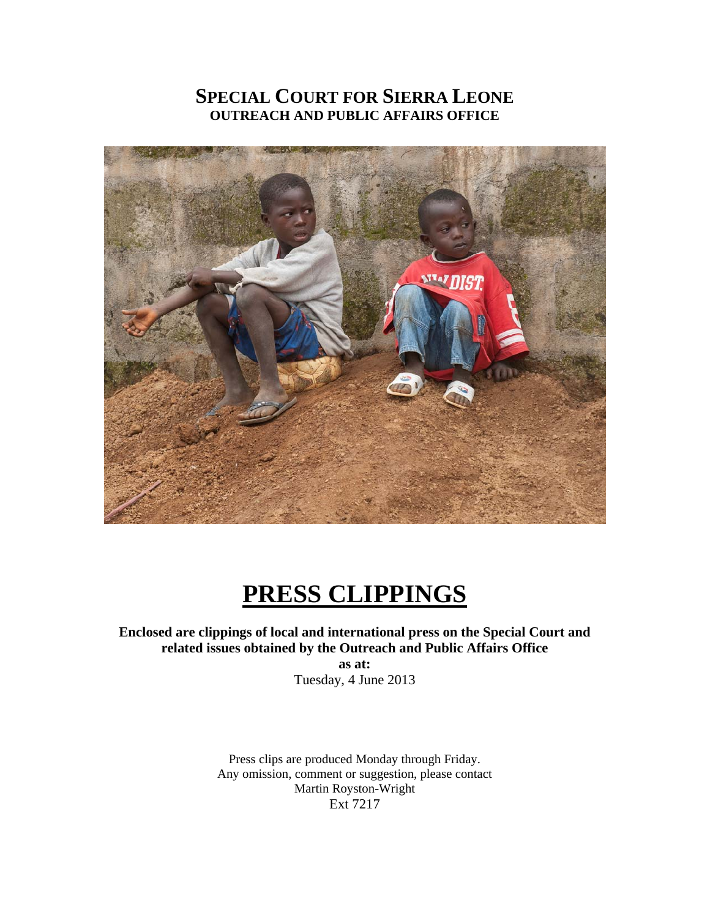# SPECIAL COURT FOR SIERRA LEONE
## OUTREACH AND PUBLIC AFFAIRS OFFICE

# PRESS CLIPPINGS

**Enclosed are clippings of local and international press on the Special Court and related issues obtained by the Outreach and Public Affairs Office**

**as at:**

Tuesday, 4 June 2013

Press clips are produced Monday through Friday.
Any omission, comment or suggestion, please contact
Martin Royston-Wright
Ext 7217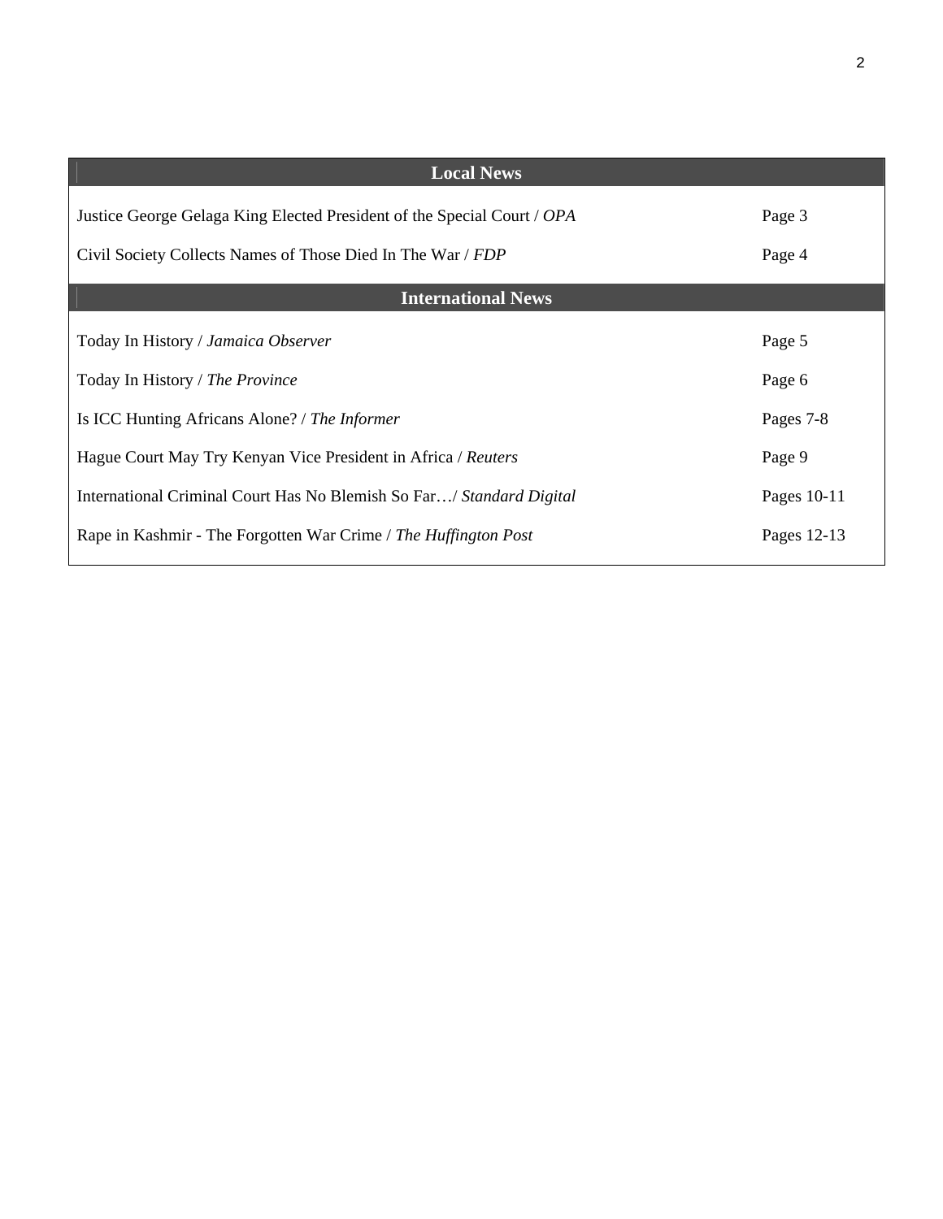| Local News | |
|---|---|
| Justice George Gelaga King Elected President of the Special Court / *OPA* | Page 3 |
| Civil Society Collects Names of Those Died In The War / *FDP* | Page 4 |
| **International News** | |
| Today In History / *Jamaica Observer* | Page 5 |
| Today In History / *The Province* | Page 6 |
| Is ICC Hunting Africans Alone? / *The Informer* | Pages 7-8 |
| Hague Court May Try Kenyan Vice President in Africa / *Reuters* | Page 9 |
| International Criminal Court Has No Blemish So Far…/ *Standard Digital* | Pages 10-11 |
| Rape in Kashmir - The Forgotten War Crime / *The Huffington Post* | Pages 12-13 |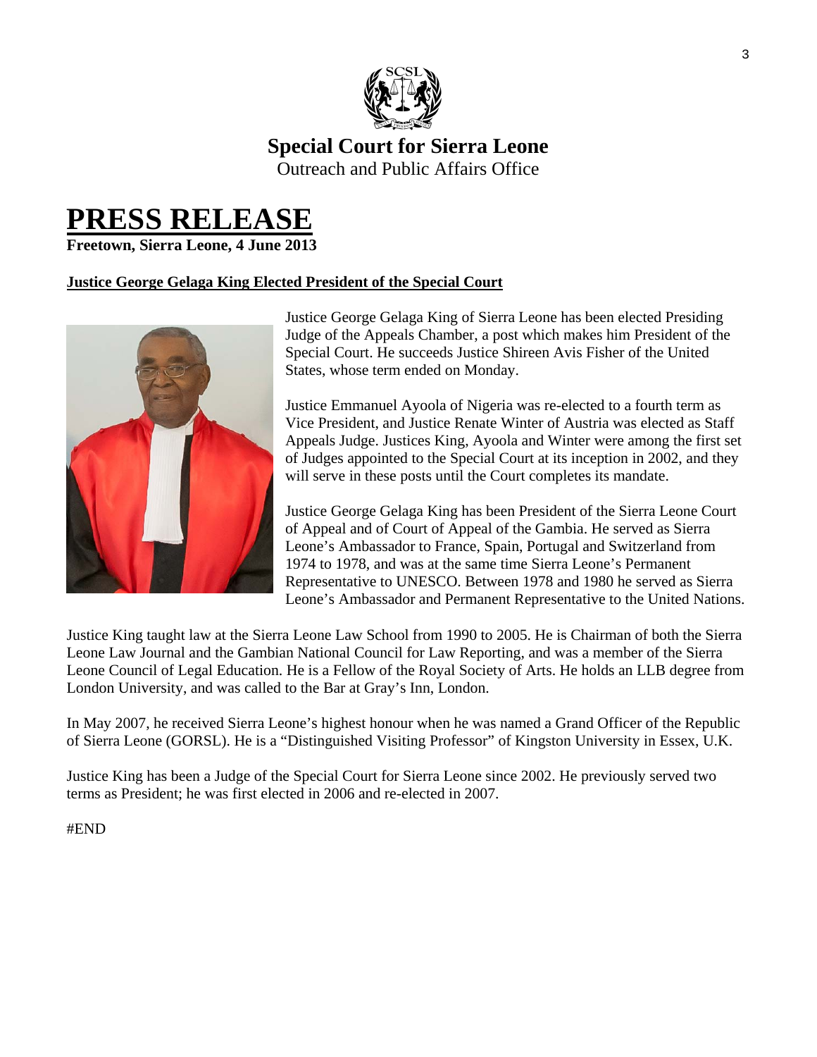**Special Court for Sierra Leone**
Outreach and Public Affairs Office

# PRESS RELEASE

**Freetown, Sierra Leone, 4 June 2013**

## Justice George Gelaga King Elected President of the Special Court

Justice George Gelaga King of Sierra Leone has been elected Presiding Judge of the Appeals Chamber, a post which makes him President of the Special Court. He succeeds Justice Shireen Avis Fisher of the United States, whose term ended on Monday.

Justice Emmanuel Ayoola of Nigeria was re-elected to a fourth term as Vice President, and Justice Renate Winter of Austria was elected as Staff Appeals Judge. Justices King, Ayoola and Winter were among the first set of Judges appointed to the Special Court at its inception in 2002, and they will serve in these posts until the Court completes its mandate.

Justice George Gelaga King has been President of the Sierra Leone Court of Appeal and of Court of Appeal of the Gambia. He served as Sierra Leone's Ambassador to France, Spain, Portugal and Switzerland from 1974 to 1978, and was at the same time Sierra Leone's Permanent Representative to UNESCO. Between 1978 and 1980 he served as Sierra Leone's Ambassador and Permanent Representative to the United Nations.

Justice King taught law at the Sierra Leone Law School from 1990 to 2005. He is Chairman of both the Sierra Leone Law Journal and the Gambian National Council for Law Reporting, and was a member of the Sierra Leone Council of Legal Education. He is a Fellow of the Royal Society of Arts. He holds an LLB degree from London University, and was called to the Bar at Gray's Inn, London.

In May 2007, he received Sierra Leone's highest honour when he was named a Grand Officer of the Republic of Sierra Leone (GORSL). He is a "Distinguished Visiting Professor" of Kingston University in Essex, U.K.

Justice King has been a Judge of the Special Court for Sierra Leone since 2002. He previously served two terms as President; he was first elected in 2006 and re-elected in 2007.

#END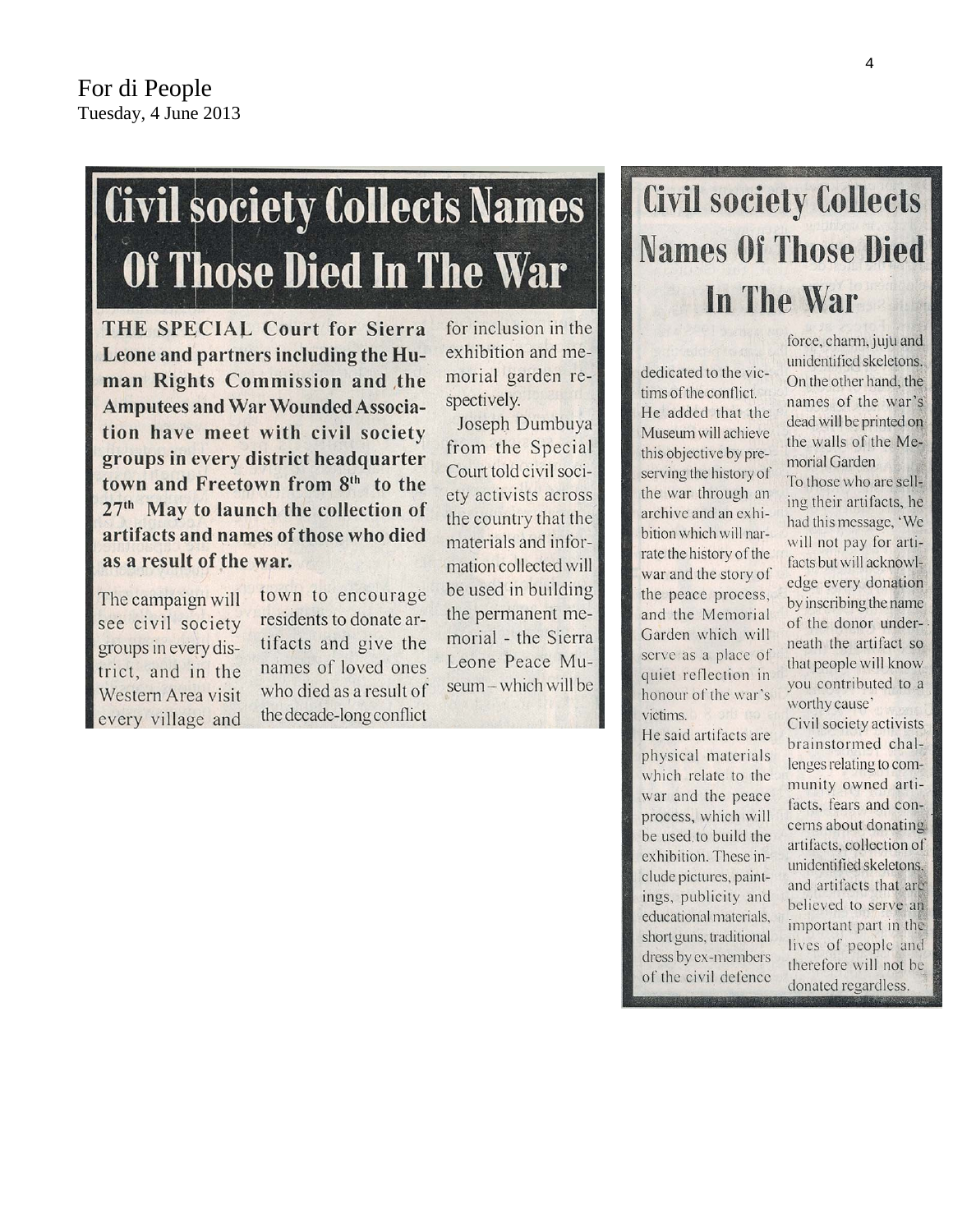For di People
Tuesday, 4 June 2013

# Civil society Collects Names Of Those Died In The War

**THE SPECIAL Court for Sierra Leone and partners including the Human Rights Commission and the Amputees and War Wounded Association have meet with civil society groups in every district headquarter town and Freetown from 8th to the 27th May to launch the collection of artifacts and names of those who died as a result of the war.**

The campaign will see civil society groups in every district, and in the Western Area visit every village and town to encourage residents to donate artifacts and give the names of loved ones who died as a result of the decade-long conflict for inclusion in the exhibition and memorial garden respectively.

Joseph Dumbuya from the Special Court told civil society activists across the country that the materials and information collected will be used in building the permanent memorial - the Sierra Leone Peace Museum – which will be dedicated to the victims of the conflict.

He added that the Museum will achieve this objective by preserving the history of the war through an archive and an exhibition which will narrate the history of the war and the story of the peace process, and the Memorial Garden which will serve as a place of quiet reflection in honour of the war's victims.

He said artifacts are physical materials which relate to the war and the peace process, which will be used to build the exhibition. These include pictures, paintings, publicity and educational materials, short guns, traditional dress by ex-members of the civil defence force, charm, juju and unidentified skeletons. On the other hand, the names of the war's dead will be printed on the walls of the Memorial Garden

To those who are selling their artifacts, he had this message, 'We will not pay for artifacts but will acknowledge every donation by inscribing the name of the donor underneath the artifact so that people will know you contributed to a worthy cause'

Civil society activists brainstormed challenges relating to community owned artifacts, fears and concerns about donating artifacts, collection of unidentified skeletons, and artifacts that are believed to serve an important part in the lives of people and therefore will not be donated regardless.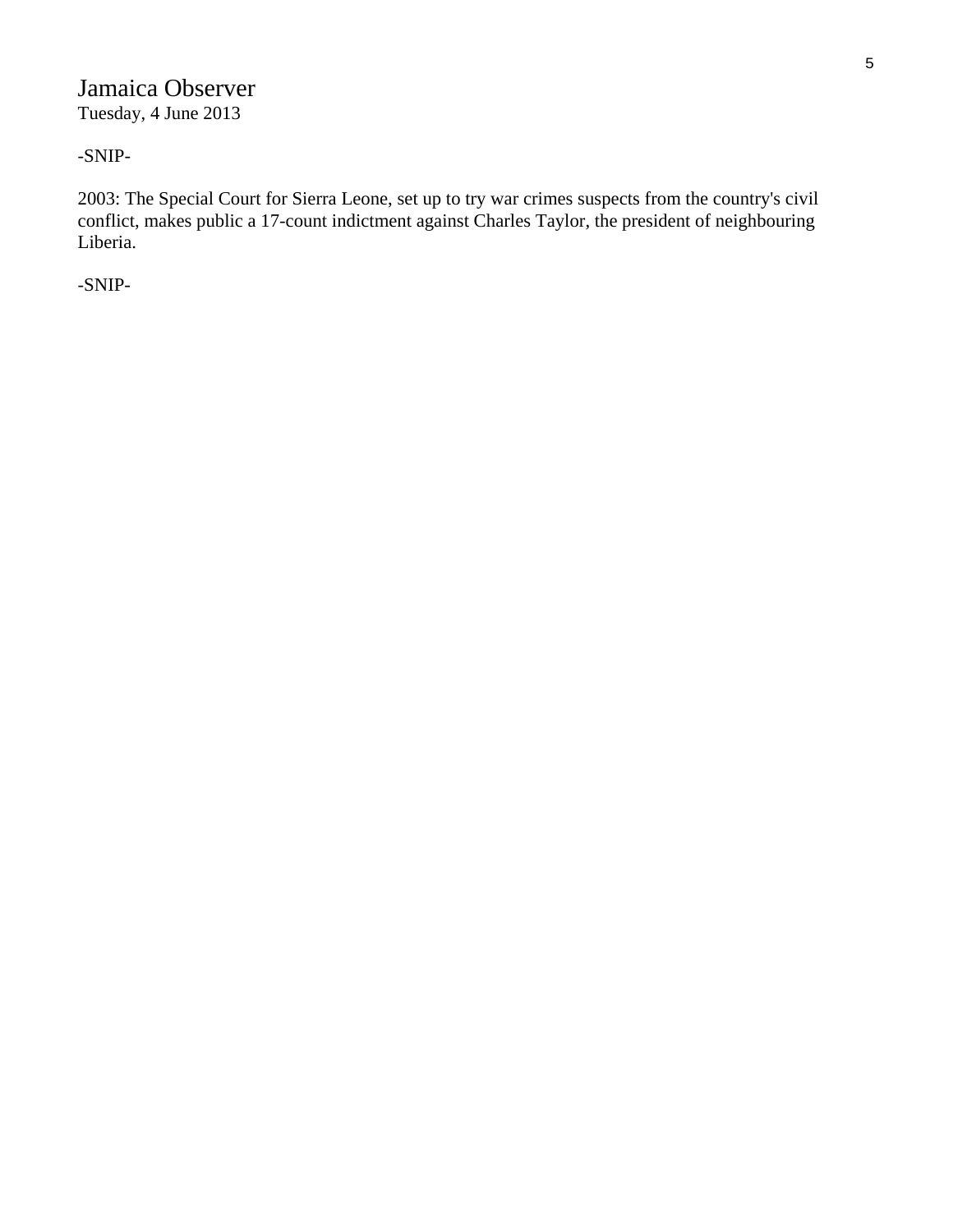# Jamaica Observer

Tuesday, 4 June 2013

-SNIP-

2003: The Special Court for Sierra Leone, set up to try war crimes suspects from the country's civil conflict, makes public a 17-count indictment against Charles Taylor, the president of neighbouring Liberia.

-SNIP-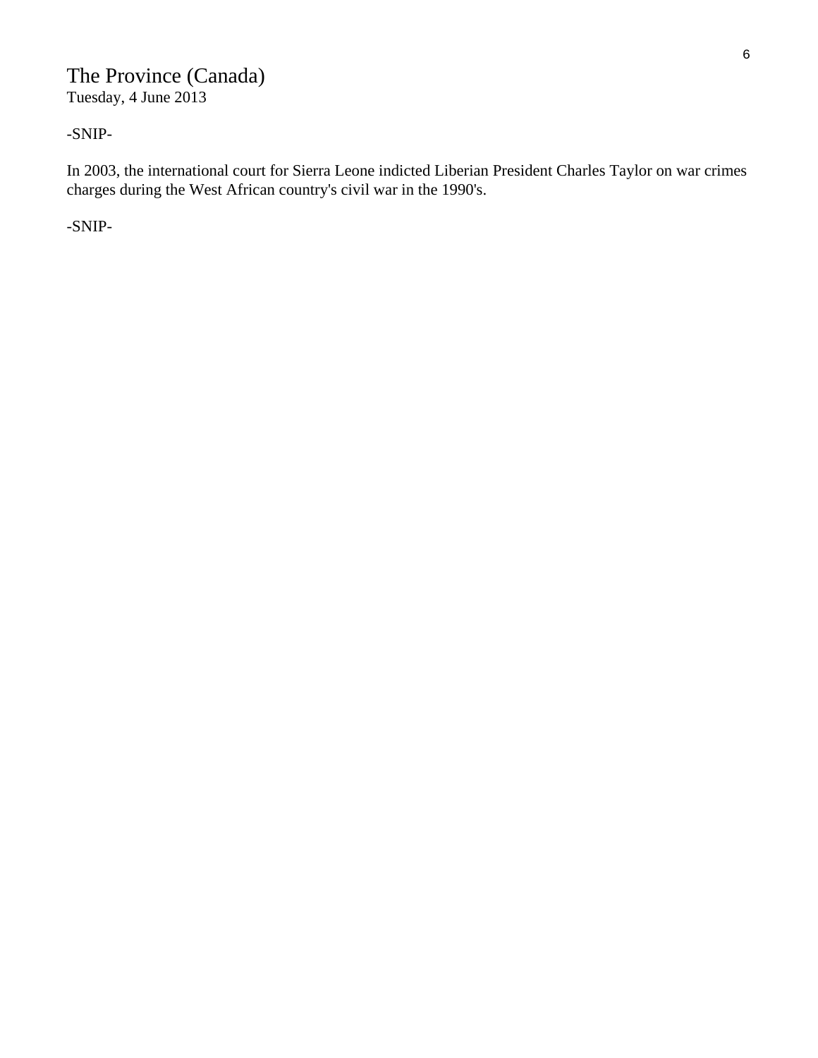## The Province (Canada)

Tuesday, 4 June 2013

-SNIP-

In 2003, the international court for Sierra Leone indicted Liberian President Charles Taylor on war crimes charges during the West African country's civil war in the 1990's.

-SNIP-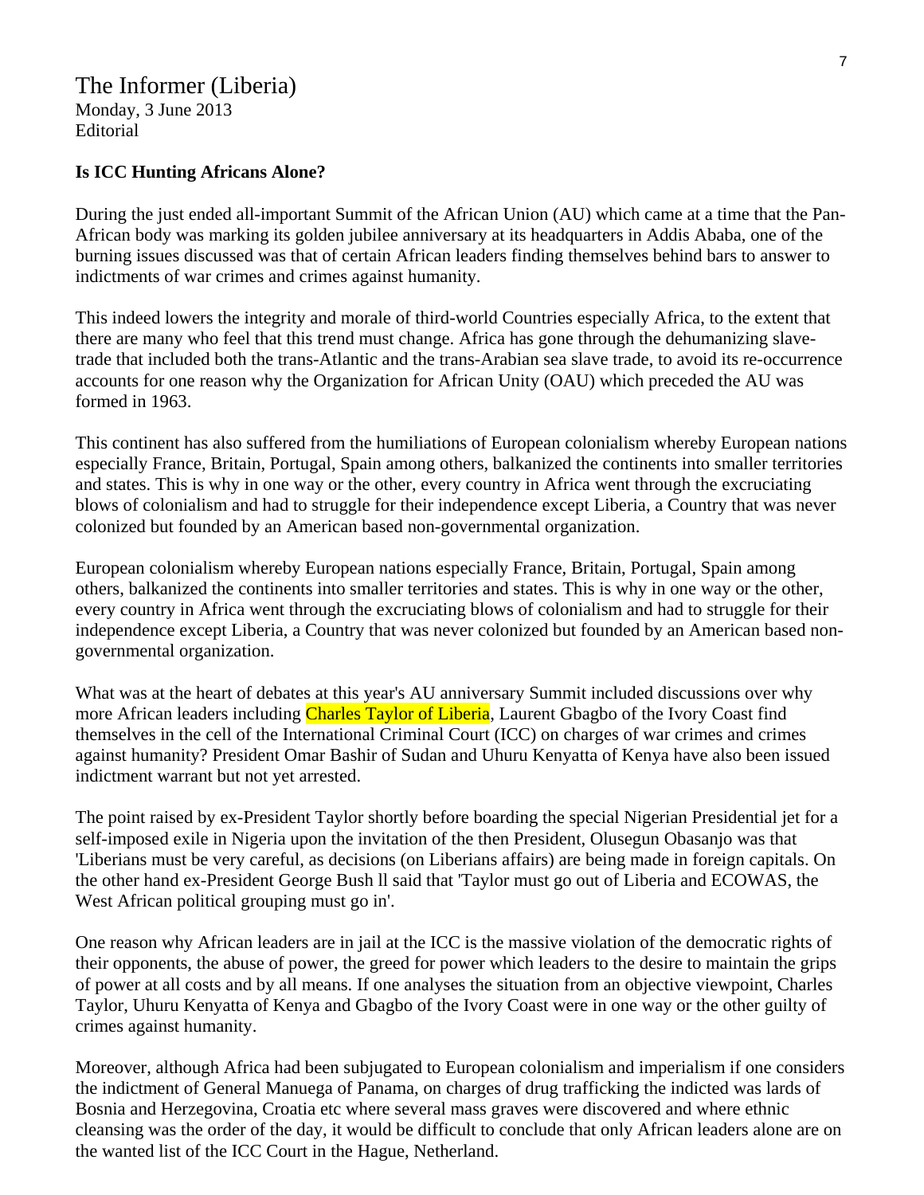The Informer (Liberia)
Monday, 3 June 2013
Editorial

**Is ICC Hunting Africans Alone?**

During the just ended all-important Summit of the African Union (AU) which came at a time that the Pan-African body was marking its golden jubilee anniversary at its headquarters in Addis Ababa, one of the burning issues discussed was that of certain African leaders finding themselves behind bars to answer to indictments of war crimes and crimes against humanity.

This indeed lowers the integrity and morale of third-world Countries especially Africa, to the extent that there are many who feel that this trend must change. Africa has gone through the dehumanizing slave-trade that included both the trans-Atlantic and the trans-Arabian sea slave trade, to avoid its re-occurrence accounts for one reason why the Organization for African Unity (OAU) which preceded the AU was formed in 1963.

This continent has also suffered from the humiliations of European colonialism whereby European nations especially France, Britain, Portugal, Spain among others, balkanized the continents into smaller territories and states. This is why in one way or the other, every country in Africa went through the excruciating blows of colonialism and had to struggle for their independence except Liberia, a Country that was never colonized but founded by an American based non-governmental organization.

European colonialism whereby European nations especially France, Britain, Portugal, Spain among others, balkanized the continents into smaller territories and states. This is why in one way or the other, every country in Africa went through the excruciating blows of colonialism and had to struggle for their independence except Liberia, a Country that was never colonized but founded by an American based non-governmental organization.

What was at the heart of debates at this year's AU anniversary Summit included discussions over why more African leaders including Charles Taylor of Liberia, Laurent Gbagbo of the Ivory Coast find themselves in the cell of the International Criminal Court (ICC) on charges of war crimes and crimes against humanity? President Omar Bashir of Sudan and Uhuru Kenyatta of Kenya have also been issued indictment warrant but not yet arrested.

The point raised by ex-President Taylor shortly before boarding the special Nigerian Presidential jet for a self-imposed exile in Nigeria upon the invitation of the then President, Olusegun Obasanjo was that 'Liberians must be very careful, as decisions (on Liberians affairs) are being made in foreign capitals. On the other hand ex-President George Bush ll said that 'Taylor must go out of Liberia and ECOWAS, the West African political grouping must go in'.

One reason why African leaders are in jail at the ICC is the massive violation of the democratic rights of their opponents, the abuse of power, the greed for power which leaders to the desire to maintain the grips of power at all costs and by all means. If one analyses the situation from an objective viewpoint, Charles Taylor, Uhuru Kenyatta of Kenya and Gbagbo of the Ivory Coast were in one way or the other guilty of crimes against humanity.

Moreover, although Africa had been subjugated to European colonialism and imperialism if one considers the indictment of General Manuega of Panama, on charges of drug trafficking the indicted was lards of Bosnia and Herzegovina, Croatia etc where several mass graves were discovered and where ethnic cleansing was the order of the day, it would be difficult to conclude that only African leaders alone are on the wanted list of the ICC Court in the Hague, Netherland.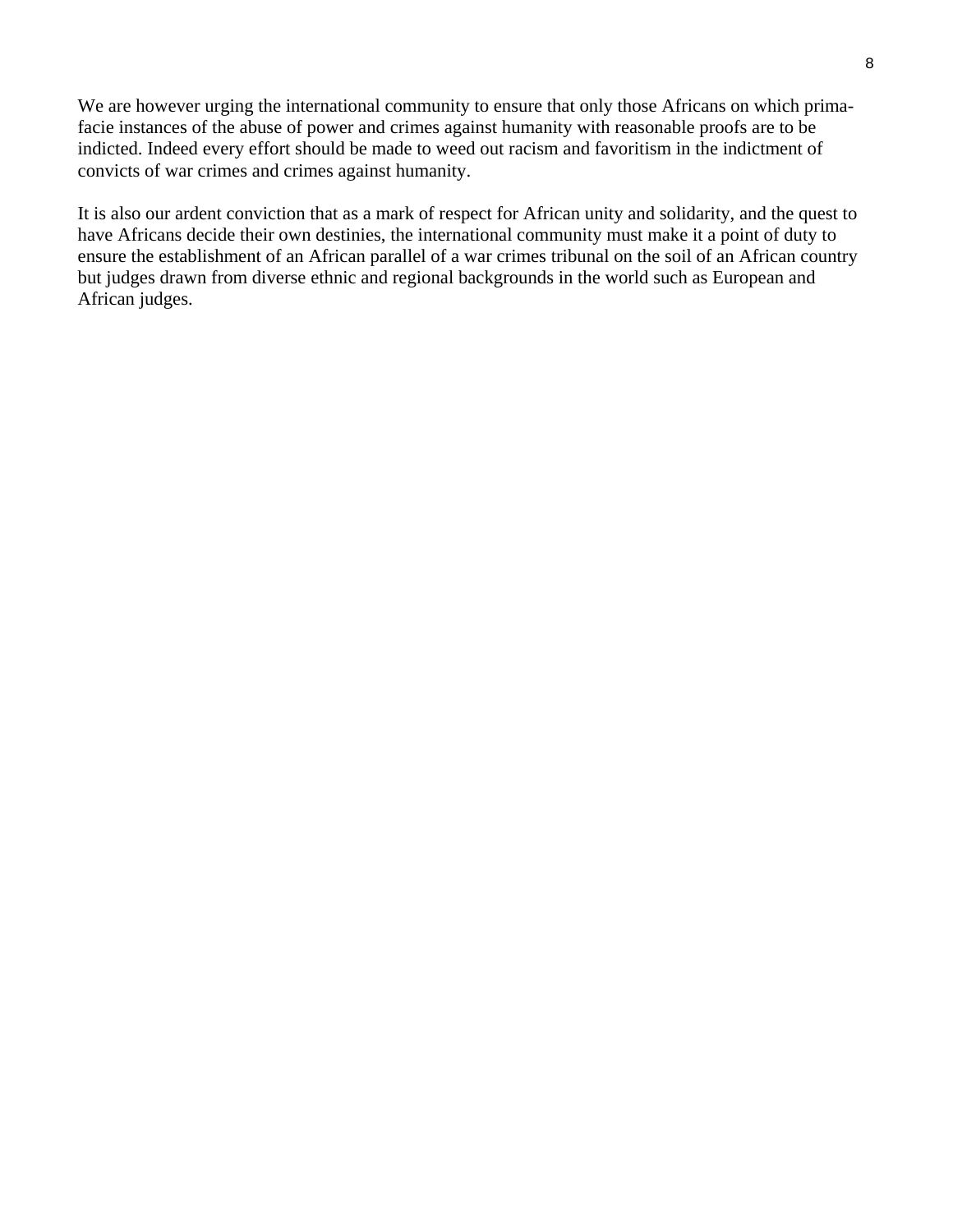We are however urging the international community to ensure that only those Africans on which prima-facie instances of the abuse of power and crimes against humanity with reasonable proofs are to be indicted. Indeed every effort should be made to weed out racism and favoritism in the indictment of convicts of war crimes and crimes against humanity.

It is also our ardent conviction that as a mark of respect for African unity and solidarity, and the quest to have Africans decide their own destinies, the international community must make it a point of duty to ensure the establishment of an African parallel of a war crimes tribunal on the soil of an African country but judges drawn from diverse ethnic and regional backgrounds in the world such as European and African judges.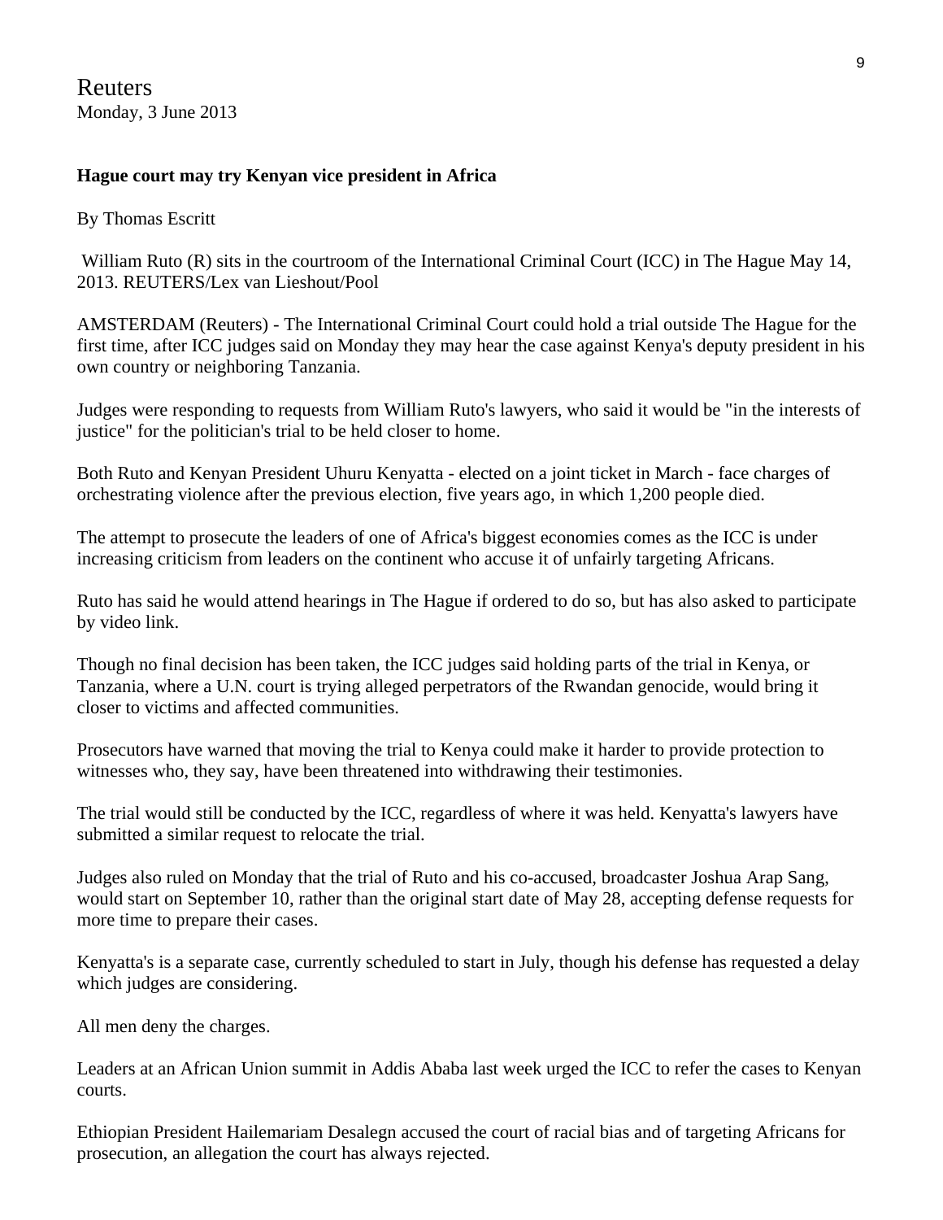Reuters
Monday, 3 June 2013

**Hague court may try Kenyan vice president in Africa**

By Thomas Escritt

William Ruto (R) sits in the courtroom of the International Criminal Court (ICC) in The Hague May 14, 2013. REUTERS/Lex van Lieshout/Pool

AMSTERDAM (Reuters) - The International Criminal Court could hold a trial outside The Hague for the first time, after ICC judges said on Monday they may hear the case against Kenya's deputy president in his own country or neighboring Tanzania.

Judges were responding to requests from William Ruto's lawyers, who said it would be "in the interests of justice" for the politician's trial to be held closer to home.

Both Ruto and Kenyan President Uhuru Kenyatta - elected on a joint ticket in March - face charges of orchestrating violence after the previous election, five years ago, in which 1,200 people died.

The attempt to prosecute the leaders of one of Africa's biggest economies comes as the ICC is under increasing criticism from leaders on the continent who accuse it of unfairly targeting Africans.

Ruto has said he would attend hearings in The Hague if ordered to do so, but has also asked to participate by video link.

Though no final decision has been taken, the ICC judges said holding parts of the trial in Kenya, or Tanzania, where a U.N. court is trying alleged perpetrators of the Rwandan genocide, would bring it closer to victims and affected communities.

Prosecutors have warned that moving the trial to Kenya could make it harder to provide protection to witnesses who, they say, have been threatened into withdrawing their testimonies.

The trial would still be conducted by the ICC, regardless of where it was held. Kenyatta's lawyers have submitted a similar request to relocate the trial.

Judges also ruled on Monday that the trial of Ruto and his co-accused, broadcaster Joshua Arap Sang, would start on September 10, rather than the original start date of May 28, accepting defense requests for more time to prepare their cases.

Kenyatta's is a separate case, currently scheduled to start in July, though his defense has requested a delay which judges are considering.

All men deny the charges.

Leaders at an African Union summit in Addis Ababa last week urged the ICC to refer the cases to Kenyan courts.

Ethiopian President Hailemariam Desalegn accused the court of racial bias and of targeting Africans for prosecution, an allegation the court has always rejected.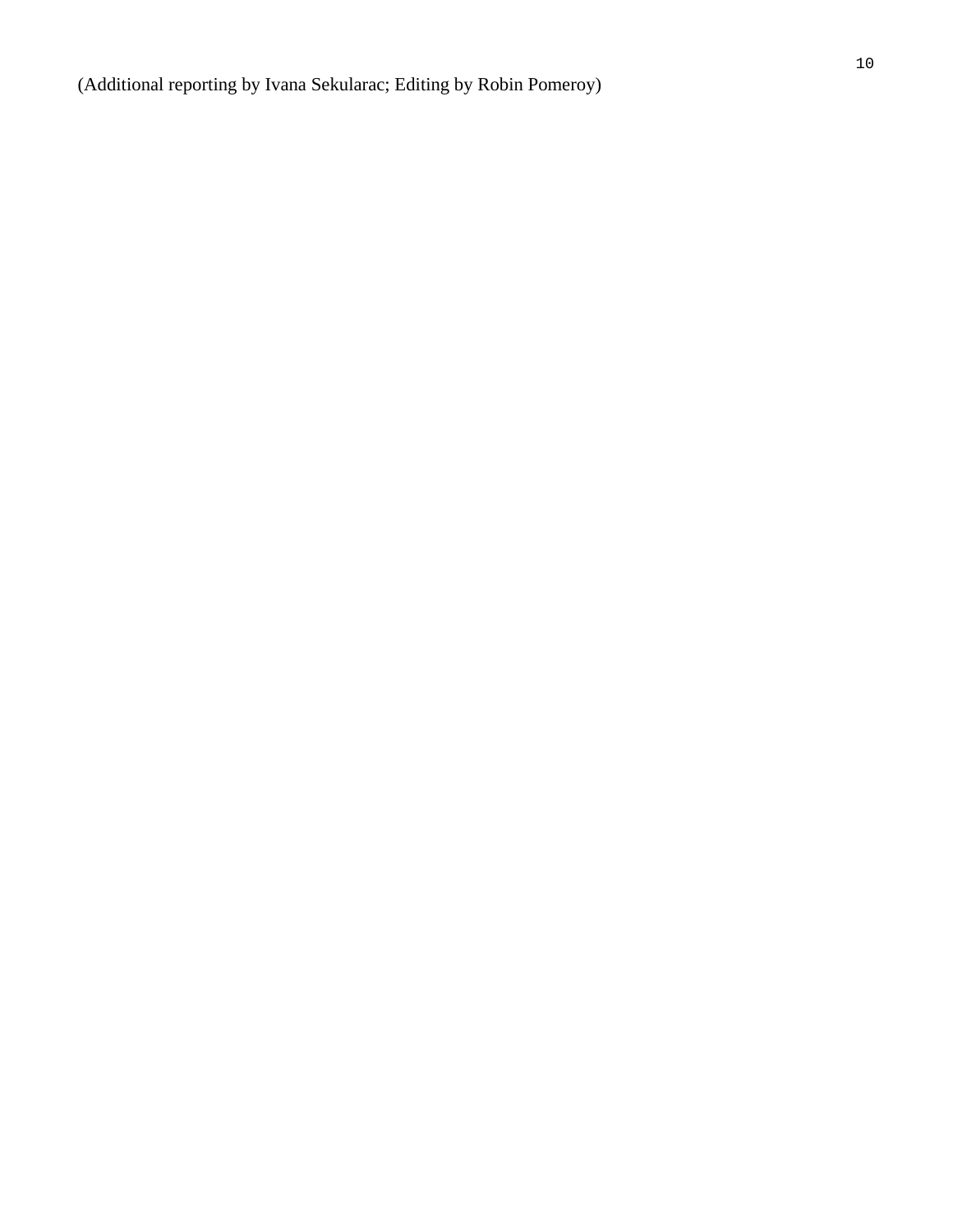(Additional reporting by Ivana Sekularac; Editing by Robin Pomeroy)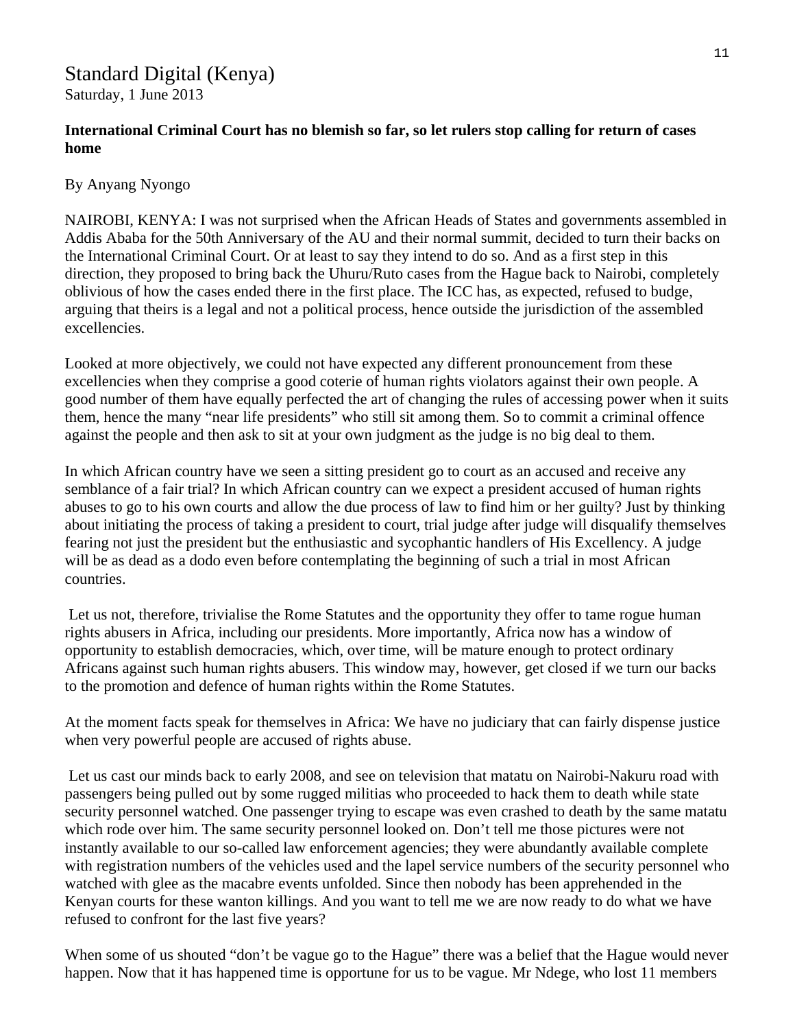## Standard Digital (Kenya)

Saturday, 1 June 2013

**International Criminal Court has no blemish so far, so let rulers stop calling for return of cases home**

By Anyang Nyongo

NAIROBI, KENYA: I was not surprised when the African Heads of States and governments assembled in Addis Ababa for the 50th Anniversary of the AU and their normal summit, decided to turn their backs on the International Criminal Court. Or at least to say they intend to do so. And as a first step in this direction, they proposed to bring back the Uhuru/Ruto cases from the Hague back to Nairobi, completely oblivious of how the cases ended there in the first place. The ICC has, as expected, refused to budge, arguing that theirs is a legal and not a political process, hence outside the jurisdiction of the assembled excellencies.

Looked at more objectively, we could not have expected any different pronouncement from these excellencies when they comprise a good coterie of human rights violators against their own people. A good number of them have equally perfected the art of changing the rules of accessing power when it suits them, hence the many "near life presidents" who still sit among them. So to commit a criminal offence against the people and then ask to sit at your own judgment as the judge is no big deal to them.

In which African country have we seen a sitting president go to court as an accused and receive any semblance of a fair trial? In which African country can we expect a president accused of human rights abuses to go to his own courts and allow the due process of law to find him or her guilty? Just by thinking about initiating the process of taking a president to court, trial judge after judge will disqualify themselves fearing not just the president but the enthusiastic and sycophantic handlers of His Excellency. A judge will be as dead as a dodo even before contemplating the beginning of such a trial in most African countries.

Let us not, therefore, trivialise the Rome Statutes and the opportunity they offer to tame rogue human rights abusers in Africa, including our presidents. More importantly, Africa now has a window of opportunity to establish democracies, which, over time, will be mature enough to protect ordinary Africans against such human rights abusers. This window may, however, get closed if we turn our backs to the promotion and defence of human rights within the Rome Statutes.

At the moment facts speak for themselves in Africa: We have no judiciary that can fairly dispense justice when very powerful people are accused of rights abuse.

Let us cast our minds back to early 2008, and see on television that matatu on Nairobi-Nakuru road with passengers being pulled out by some rugged militias who proceeded to hack them to death while state security personnel watched. One passenger trying to escape was even crashed to death by the same matatu which rode over him. The same security personnel looked on. Don't tell me those pictures were not instantly available to our so-called law enforcement agencies; they were abundantly available complete with registration numbers of the vehicles used and the lapel service numbers of the security personnel who watched with glee as the macabre events unfolded. Since then nobody has been apprehended in the Kenyan courts for these wanton killings. And you want to tell me we are now ready to do what we have refused to confront for the last five years?

When some of us shouted "don't be vague go to the Hague" there was a belief that the Hague would never happen. Now that it has happened time is opportune for us to be vague. Mr Ndege, who lost 11 members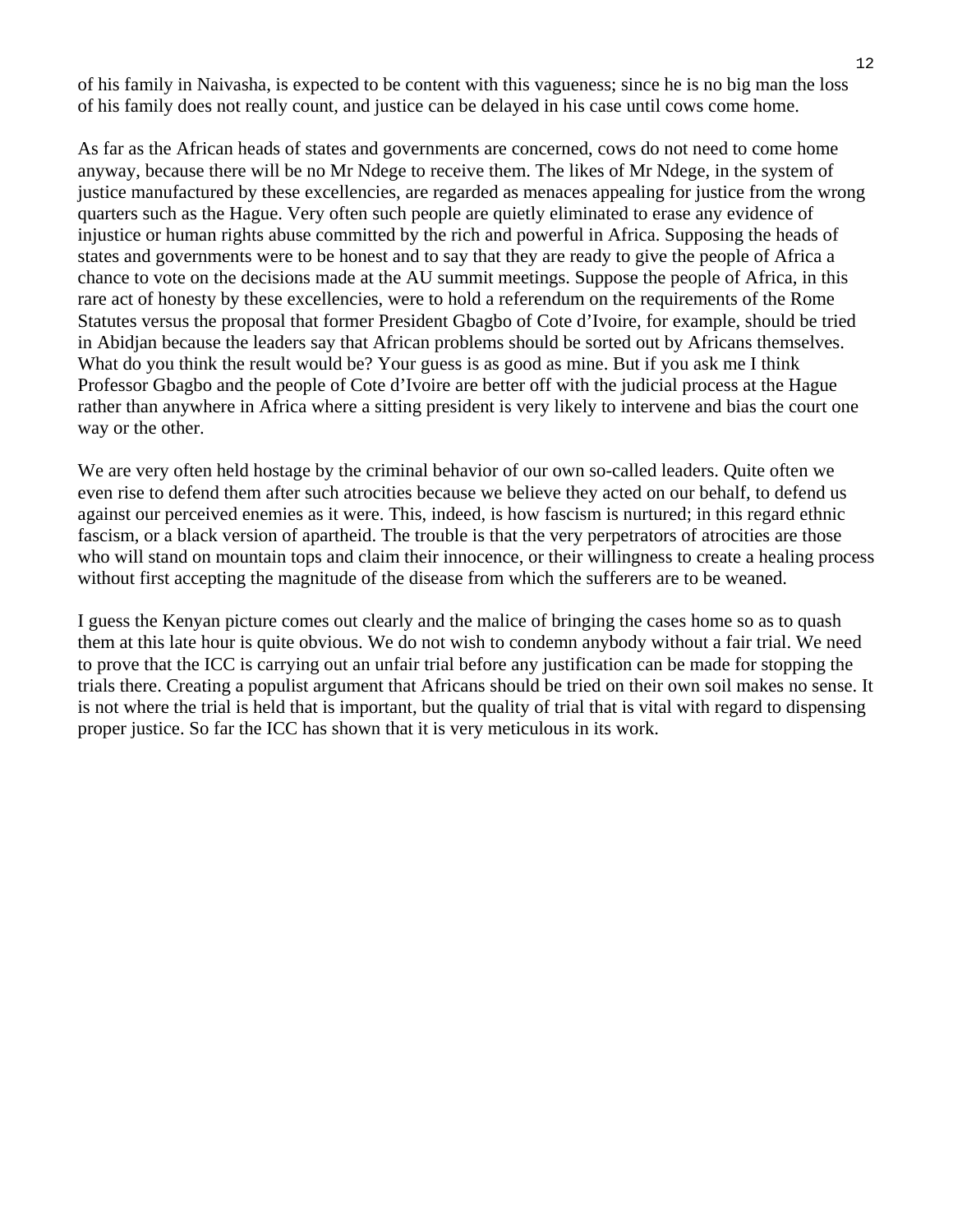of his family in Naivasha, is expected to be content with this vagueness; since he is no big man the loss of his family does not really count, and justice can be delayed in his case until cows come home.

As far as the African heads of states and governments are concerned, cows do not need to come home anyway, because there will be no Mr Ndege to receive them. The likes of Mr Ndege, in the system of justice manufactured by these excellencies, are regarded as menaces appealing for justice from the wrong quarters such as the Hague. Very often such people are quietly eliminated to erase any evidence of injustice or human rights abuse committed by the rich and powerful in Africa. Supposing the heads of states and governments were to be honest and to say that they are ready to give the people of Africa a chance to vote on the decisions made at the AU summit meetings. Suppose the people of Africa, in this rare act of honesty by these excellencies, were to hold a referendum on the requirements of the Rome Statutes versus the proposal that former President Gbagbo of Cote d'Ivoire, for example, should be tried in Abidjan because the leaders say that African problems should be sorted out by Africans themselves. What do you think the result would be? Your guess is as good as mine. But if you ask me I think Professor Gbagbo and the people of Cote d'Ivoire are better off with the judicial process at the Hague rather than anywhere in Africa where a sitting president is very likely to intervene and bias the court one way or the other.

We are very often held hostage by the criminal behavior of our own so-called leaders. Quite often we even rise to defend them after such atrocities because we believe they acted on our behalf, to defend us against our perceived enemies as it were. This, indeed, is how fascism is nurtured; in this regard ethnic fascism, or a black version of apartheid. The trouble is that the very perpetrators of atrocities are those who will stand on mountain tops and claim their innocence, or their willingness to create a healing process without first accepting the magnitude of the disease from which the sufferers are to be weaned.

I guess the Kenyan picture comes out clearly and the malice of bringing the cases home so as to quash them at this late hour is quite obvious. We do not wish to condemn anybody without a fair trial. We need to prove that the ICC is carrying out an unfair trial before any justification can be made for stopping the trials there. Creating a populist argument that Africans should be tried on their own soil makes no sense. It is not where the trial is held that is important, but the quality of trial that is vital with regard to dispensing proper justice. So far the ICC has shown that it is very meticulous in its work.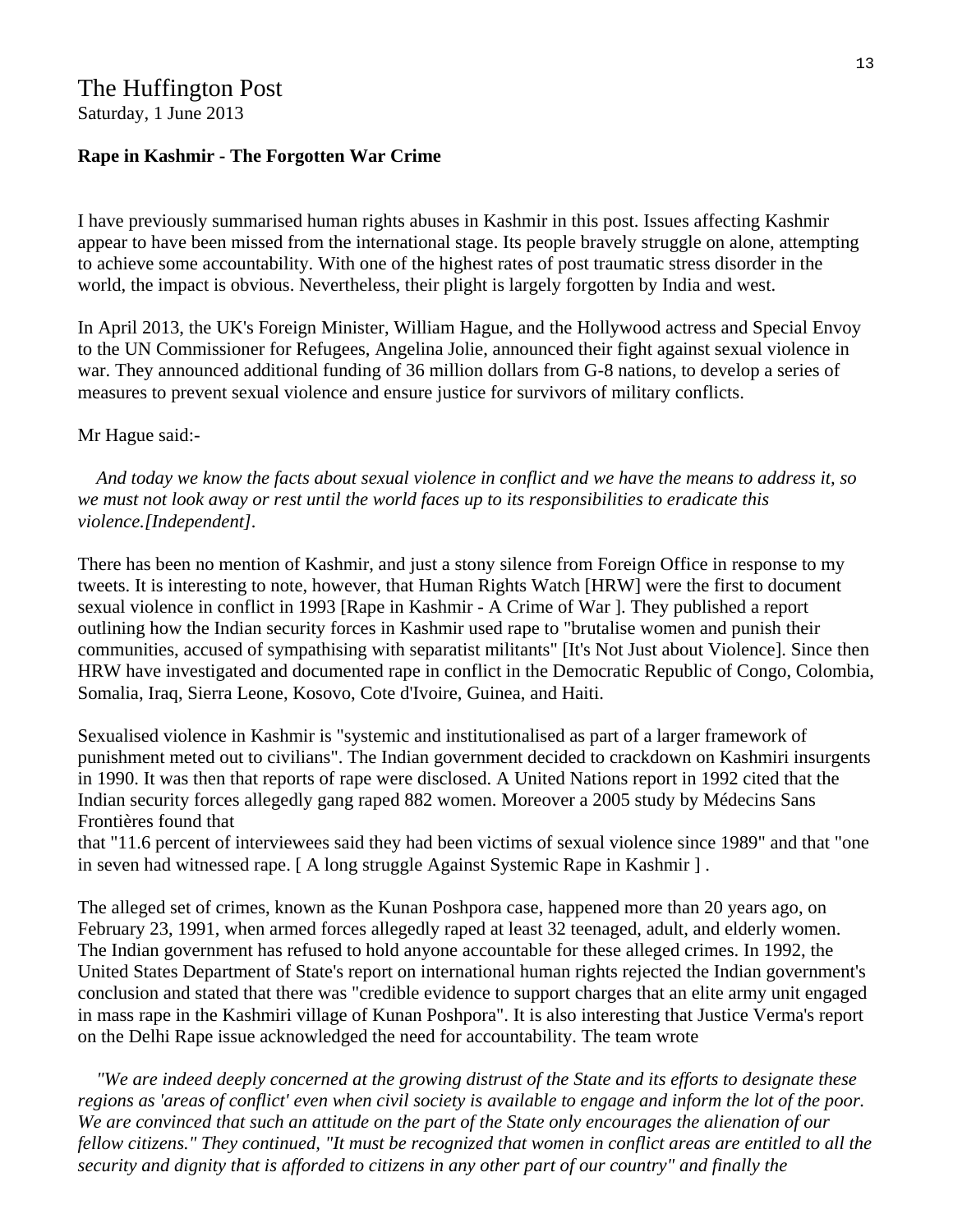The Huffington Post
Saturday, 1 June 2013

**Rape in Kashmir - The Forgotten War Crime**

I have previously summarised human rights abuses in Kashmir in this post. Issues affecting Kashmir appear to have been missed from the international stage. Its people bravely struggle on alone, attempting to achieve some accountability. With one of the highest rates of post traumatic stress disorder in the world, the impact is obvious. Nevertheless, their plight is largely forgotten by India and west.

In April 2013, the UK's Foreign Minister, William Hague, and the Hollywood actress and Special Envoy to the UN Commissioner for Refugees, Angelina Jolie, announced their fight against sexual violence in war. They announced additional funding of 36 million dollars from G-8 nations, to develop a series of measures to prevent sexual violence and ensure justice for survivors of military conflicts.

Mr Hague said:-

*And today we know the facts about sexual violence in conflict and we have the means to address it, so we must not look away or rest until the world faces up to its responsibilities to eradicate this violence.[Independent].*

There has been no mention of Kashmir, and just a stony silence from Foreign Office in response to my tweets. It is interesting to note, however, that Human Rights Watch [HRW] were the first to document sexual violence in conflict in 1993 [Rape in Kashmir - A Crime of War ]. They published a report outlining how the Indian security forces in Kashmir used rape to "brutalise women and punish their communities, accused of sympathising with separatist militants" [It's Not Just about Violence]. Since then HRW have investigated and documented rape in conflict in the Democratic Republic of Congo, Colombia, Somalia, Iraq, Sierra Leone, Kosovo, Cote d'Ivoire, Guinea, and Haiti.

Sexualised violence in Kashmir is "systemic and institutionalised as part of a larger framework of punishment meted out to civilians". The Indian government decided to crackdown on Kashmiri insurgents in 1990. It was then that reports of rape were disclosed. A United Nations report in 1992 cited that the Indian security forces allegedly gang raped 882 women. Moreover a 2005 study by Médecins Sans Frontières found that
that "11.6 percent of interviewees said they had been victims of sexual violence since 1989" and that "one in seven had witnessed rape. [ A long struggle Against Systemic Rape in Kashmir ] .

The alleged set of crimes, known as the Kunan Poshpora case, happened more than 20 years ago, on February 23, 1991, when armed forces allegedly raped at least 32 teenaged, adult, and elderly women. The Indian government has refused to hold anyone accountable for these alleged crimes. In 1992, the United States Department of State's report on international human rights rejected the Indian government's conclusion and stated that there was "credible evidence to support charges that an elite army unit engaged in mass rape in the Kashmiri village of Kunan Poshpora". It is also interesting that Justice Verma's report on the Delhi Rape issue acknowledged the need for accountability. The team wrote

*"We are indeed deeply concerned at the growing distrust of the State and its efforts to designate these regions as 'areas of conflict' even when civil society is available to engage and inform the lot of the poor. We are convinced that such an attitude on the part of the State only encourages the alienation of our fellow citizens." They continued, "It must be recognized that women in conflict areas are entitled to all the security and dignity that is afforded to citizens in any other part of our country" and finally the*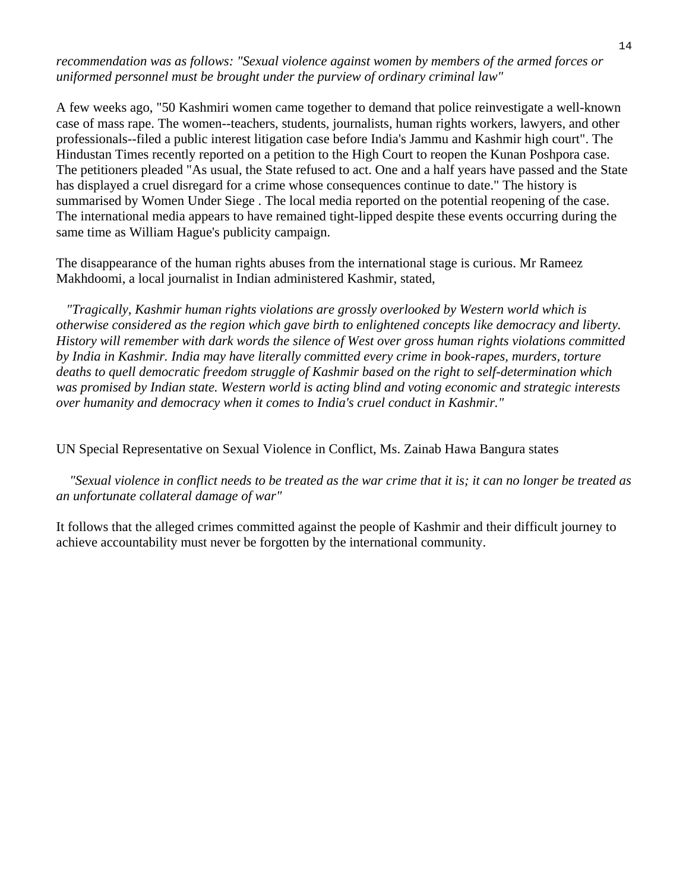*recommendation was as follows: "Sexual violence against women by members of the armed forces or uniformed personnel must be brought under the purview of ordinary criminal law"*

A few weeks ago, "50 Kashmiri women came together to demand that police reinvestigate a well-known case of mass rape. The women--teachers, students, journalists, human rights workers, lawyers, and other professionals--filed a public interest litigation case before India's Jammu and Kashmir high court". The Hindustan Times recently reported on a petition to the High Court to reopen the Kunan Poshpora case. The petitioners pleaded "As usual, the State refused to act. One and a half years have passed and the State has displayed a cruel disregard for a crime whose consequences continue to date." The history is summarised by Women Under Siege . The local media reported on the potential reopening of the case. The international media appears to have remained tight-lipped despite these events occurring during the same time as William Hague's publicity campaign.

The disappearance of the human rights abuses from the international stage is curious. Mr Rameez Makhdoomi, a local journalist in Indian administered Kashmir, stated,

> *"Tragically, Kashmir human rights violations are grossly overlooked by Western world which is otherwise considered as the region which gave birth to enlightened concepts like democracy and liberty. History will remember with dark words the silence of West over gross human rights violations committed by India in Kashmir. India may have literally committed every crime in book-rapes, murders, torture deaths to quell democratic freedom struggle of Kashmir based on the right to self-determination which was promised by Indian state. Western world is acting blind and voting economic and strategic interests over humanity and democracy when it comes to India's cruel conduct in Kashmir."*

UN Special Representative on Sexual Violence in Conflict, Ms. Zainab Hawa Bangura states

> *"Sexual violence in conflict needs to be treated as the war crime that it is; it can no longer be treated as an unfortunate collateral damage of war"*

It follows that the alleged crimes committed against the people of Kashmir and their difficult journey to achieve accountability must never be forgotten by the international community.